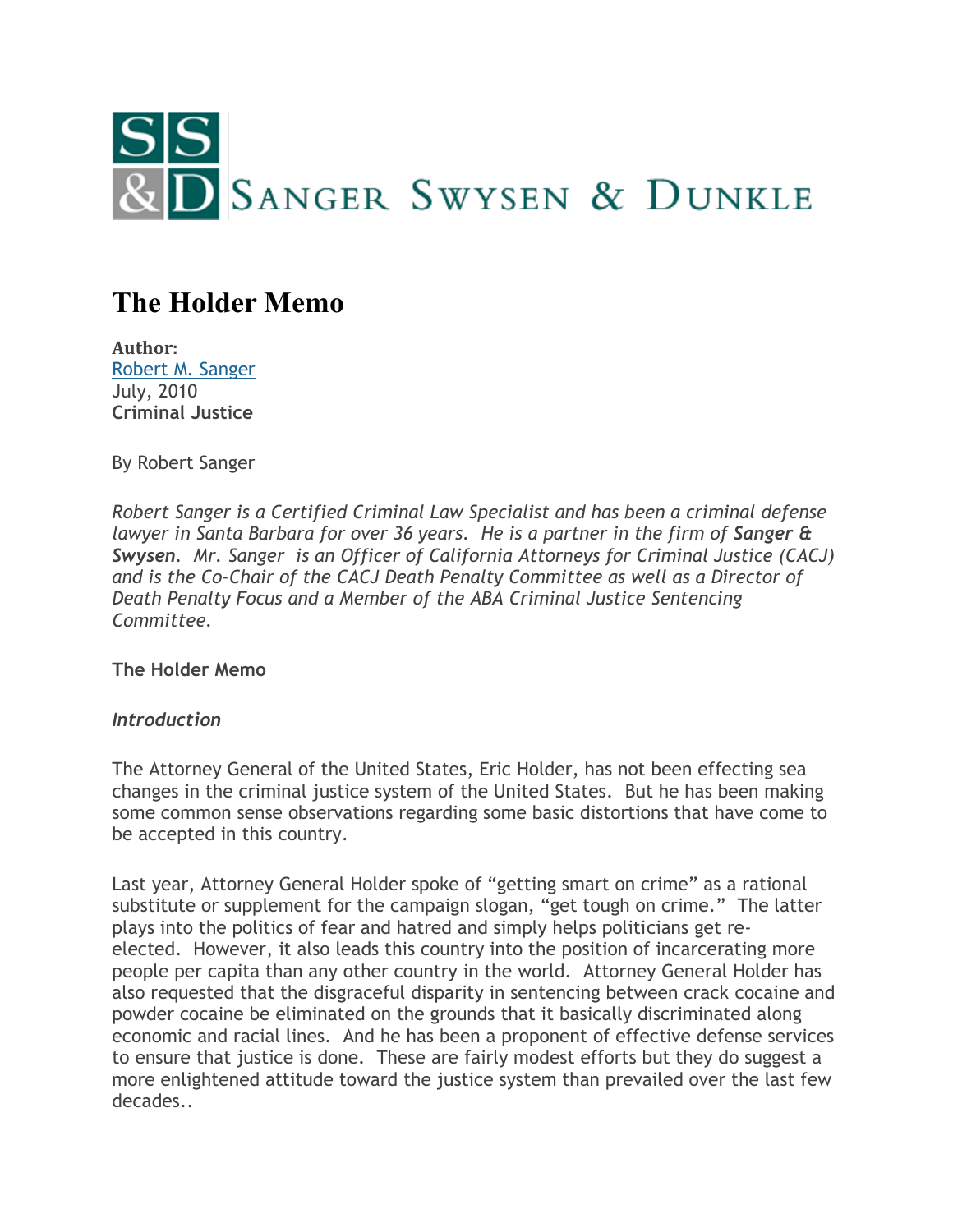SANGER SWYSEN & DUNKLE

# The Holder Memo

**Author:**
Robert M. Sanger
July, 2010
**Criminal Justice**

By Robert Sanger

*Robert Sanger is a Certified Criminal Law Specialist and has been a criminal defense lawyer in Santa Barbara for over 36 years. He is a partner in the firm of **Sanger & Swysen**. Mr. Sanger is an Officer of California Attorneys for Criminal Justice (CACJ) and is the Co-Chair of the CACJ Death Penalty Committee as well as a Director of Death Penalty Focus and a Member of the ABA Criminal Justice Sentencing Committee.*

**The Holder Memo**

***Introduction***

The Attorney General of the United States, Eric Holder, has not been effecting sea changes in the criminal justice system of the United States. But he has been making some common sense observations regarding some basic distortions that have come to be accepted in this country.

Last year, Attorney General Holder spoke of "getting smart on crime" as a rational substitute or supplement for the campaign slogan, "get tough on crime." The latter plays into the politics of fear and hatred and simply helps politicians get re-elected. However, it also leads this country into the position of incarcerating more people per capita than any other country in the world. Attorney General Holder has also requested that the disgraceful disparity in sentencing between crack cocaine and powder cocaine be eliminated on the grounds that it basically discriminated along economic and racial lines. And he has been a proponent of effective defense services to ensure that justice is done. These are fairly modest efforts but they do suggest a more enlightened attitude toward the justice system than prevailed over the last few decades..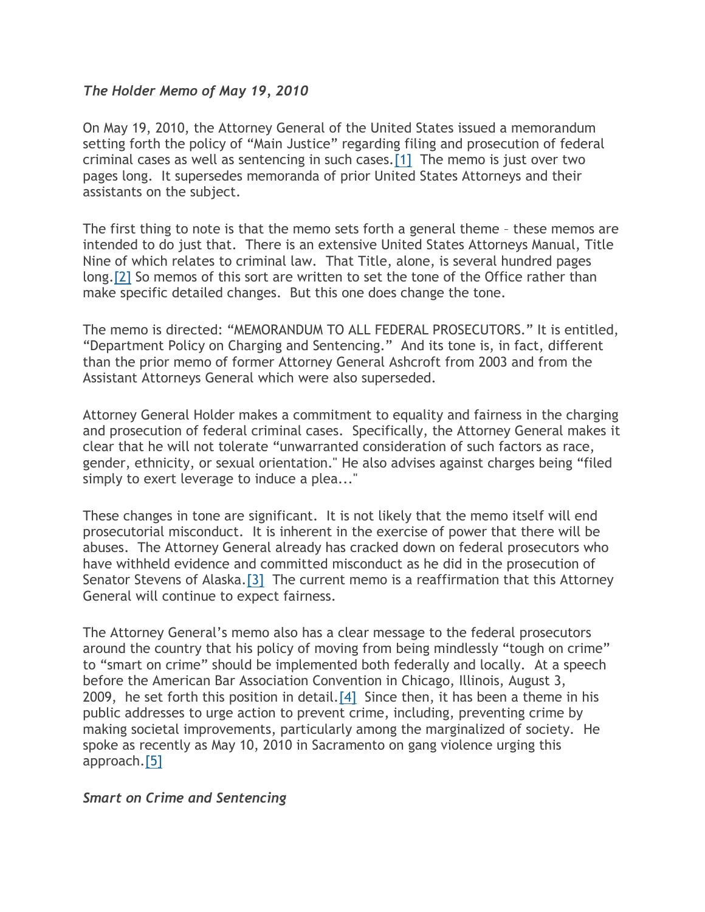### *The Holder Memo of May 19, 2010*

On May 19, 2010, the Attorney General of the United States issued a memorandum setting forth the policy of "Main Justice" regarding filing and prosecution of federal criminal cases as well as sentencing in such cases.[1] The memo is just over two pages long. It supersedes memoranda of prior United States Attorneys and their assistants on the subject.

The first thing to note is that the memo sets forth a general theme – these memos are intended to do just that. There is an extensive United States Attorneys Manual, Title Nine of which relates to criminal law. That Title, alone, is several hundred pages long.[2] So memos of this sort are written to set the tone of the Office rather than make specific detailed changes. But this one does change the tone.

The memo is directed: "MEMORANDUM TO ALL FEDERAL PROSECUTORS." It is entitled, "Department Policy on Charging and Sentencing." And its tone is, in fact, different than the prior memo of former Attorney General Ashcroft from 2003 and from the Assistant Attorneys General which were also superseded.

Attorney General Holder makes a commitment to equality and fairness in the charging and prosecution of federal criminal cases. Specifically, the Attorney General makes it clear that he will not tolerate "unwarranted consideration of such factors as race, gender, ethnicity, or sexual orientation." He also advises against charges being "filed simply to exert leverage to induce a plea..."

These changes in tone are significant. It is not likely that the memo itself will end prosecutorial misconduct. It is inherent in the exercise of power that there will be abuses. The Attorney General already has cracked down on federal prosecutors who have withheld evidence and committed misconduct as he did in the prosecution of Senator Stevens of Alaska.[3] The current memo is a reaffirmation that this Attorney General will continue to expect fairness.

The Attorney General's memo also has a clear message to the federal prosecutors around the country that his policy of moving from being mindlessly "tough on crime" to "smart on crime" should be implemented both federally and locally. At a speech before the American Bar Association Convention in Chicago, Illinois, August 3, 2009, he set forth this position in detail.[4] Since then, it has been a theme in his public addresses to urge action to prevent crime, including, preventing crime by making societal improvements, particularly among the marginalized of society. He spoke as recently as May 10, 2010 in Sacramento on gang violence urging this approach.[5]

### *Smart on Crime and Sentencing*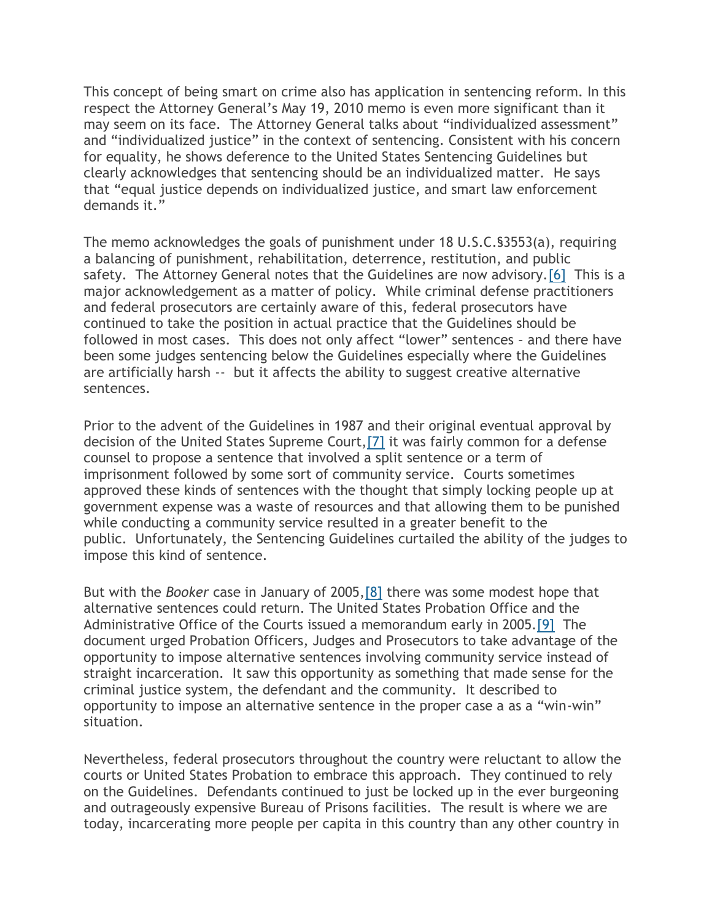This concept of being smart on crime also has application in sentencing reform. In this respect the Attorney General's May 19, 2010 memo is even more significant than it may seem on its face. The Attorney General talks about "individualized assessment" and "individualized justice" in the context of sentencing. Consistent with his concern for equality, he shows deference to the United States Sentencing Guidelines but clearly acknowledges that sentencing should be an individualized matter. He says that "equal justice depends on individualized justice, and smart law enforcement demands it."

The memo acknowledges the goals of punishment under 18 U.S.C.§3553(a), requiring a balancing of punishment, rehabilitation, deterrence, restitution, and public safety. The Attorney General notes that the Guidelines are now advisory.[6] This is a major acknowledgement as a matter of policy. While criminal defense practitioners and federal prosecutors are certainly aware of this, federal prosecutors have continued to take the position in actual practice that the Guidelines should be followed in most cases. This does not only affect "lower" sentences – and there have been some judges sentencing below the Guidelines especially where the Guidelines are artificially harsh -- but it affects the ability to suggest creative alternative sentences.

Prior to the advent of the Guidelines in 1987 and their original eventual approval by decision of the United States Supreme Court,[7] it was fairly common for a defense counsel to propose a sentence that involved a split sentence or a term of imprisonment followed by some sort of community service. Courts sometimes approved these kinds of sentences with the thought that simply locking people up at government expense was a waste of resources and that allowing them to be punished while conducting a community service resulted in a greater benefit to the public. Unfortunately, the Sentencing Guidelines curtailed the ability of the judges to impose this kind of sentence.

But with the *Booker* case in January of 2005,[8] there was some modest hope that alternative sentences could return. The United States Probation Office and the Administrative Office of the Courts issued a memorandum early in 2005.[9] The document urged Probation Officers, Judges and Prosecutors to take advantage of the opportunity to impose alternative sentences involving community service instead of straight incarceration. It saw this opportunity as something that made sense for the criminal justice system, the defendant and the community. It described to opportunity to impose an alternative sentence in the proper case a as a "win-win" situation.

Nevertheless, federal prosecutors throughout the country were reluctant to allow the courts or United States Probation to embrace this approach. They continued to rely on the Guidelines. Defendants continued to just be locked up in the ever burgeoning and outrageously expensive Bureau of Prisons facilities. The result is where we are today, incarcerating more people per capita in this country than any other country in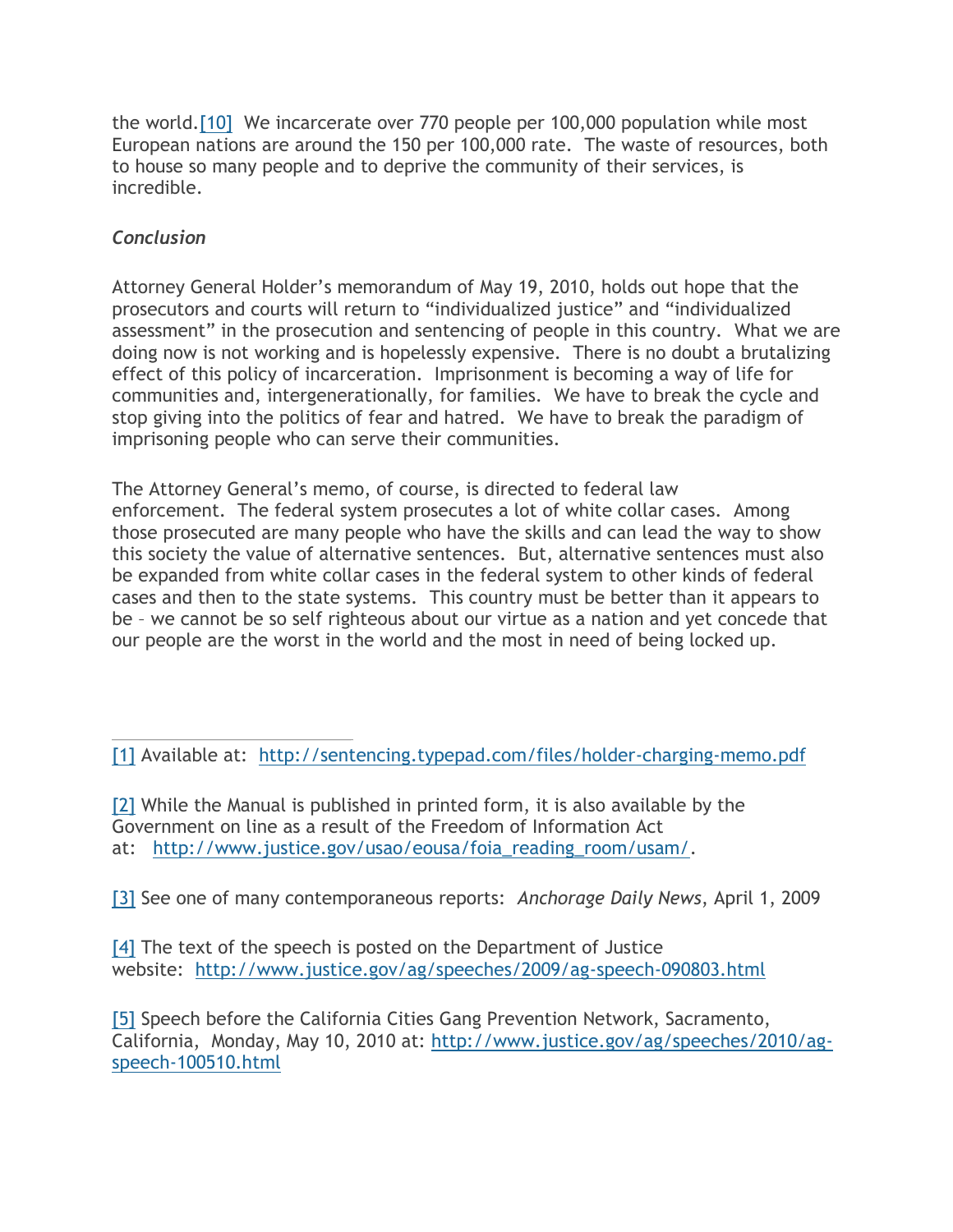the world.[10] We incarcerate over 770 people per 100,000 population while most European nations are around the 150 per 100,000 rate. The waste of resources, both to house so many people and to deprive the community of their services, is incredible.

*Conclusion*

Attorney General Holder's memorandum of May 19, 2010, holds out hope that the prosecutors and courts will return to "individualized justice" and "individualized assessment" in the prosecution and sentencing of people in this country. What we are doing now is not working and is hopelessly expensive. There is no doubt a brutalizing effect of this policy of incarceration. Imprisonment is becoming a way of life for communities and, intergenerationally, for families. We have to break the cycle and stop giving into the politics of fear and hatred. We have to break the paradigm of imprisoning people who can serve their communities.

The Attorney General's memo, of course, is directed to federal law enforcement. The federal system prosecutes a lot of white collar cases. Among those prosecuted are many people who have the skills and can lead the way to show this society the value of alternative sentences. But, alternative sentences must also be expanded from white collar cases in the federal system to other kinds of federal cases and then to the state systems. This country must be better than it appears to be – we cannot be so self righteous about our virtue as a nation and yet concede that our people are the worst in the world and the most in need of being locked up.

---

[1] Available at: http://sentencing.typepad.com/files/holder-charging-memo.pdf

[2] While the Manual is published in printed form, it is also available by the Government on line as a result of the Freedom of Information Act at: http://www.justice.gov/usao/eousa/foia_reading_room/usam/.

[3] See one of many contemporaneous reports: *Anchorage Daily News*, April 1, 2009

[4] The text of the speech is posted on the Department of Justice website: http://www.justice.gov/ag/speeches/2009/ag-speech-090803.html

[5] Speech before the California Cities Gang Prevention Network, Sacramento, California, Monday, May 10, 2010 at: http://www.justice.gov/ag/speeches/2010/ag-speech-100510.html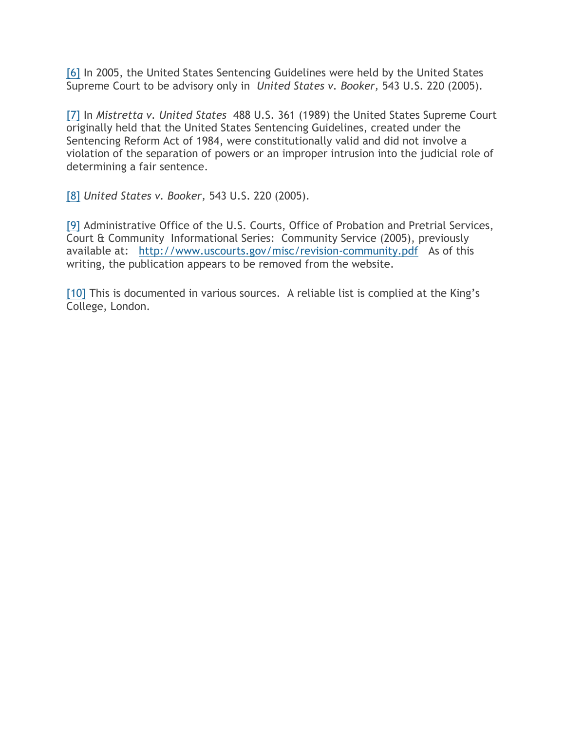[6] In 2005, the United States Sentencing Guidelines were held by the United States Supreme Court to be advisory only in *United States v. Booker,* 543 U.S. 220 (2005).

[7] In *Mistretta v. United States* 488 U.S. 361 (1989) the United States Supreme Court originally held that the United States Sentencing Guidelines, created under the Sentencing Reform Act of 1984, were constitutionally valid and did not involve a violation of the separation of powers or an improper intrusion into the judicial role of determining a fair sentence.

[8] *United States v. Booker,* 543 U.S. 220 (2005).

[9] Administrative Office of the U.S. Courts, Office of Probation and Pretrial Services, Court & Community Informational Series: Community Service (2005), previously available at: http://www.uscourts.gov/misc/revision-community.pdf As of this writing, the publication appears to be removed from the website.

[10] This is documented in various sources. A reliable list is complied at the King's College, London.